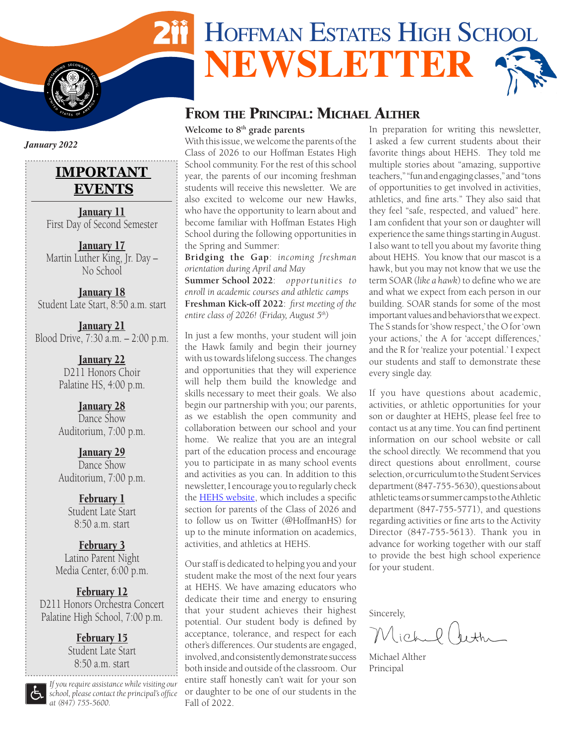# Hoffman Estates High School Newsletter

*January 2022*

## IMPORTANT EVENTS

**January 11**
First Day of Second Semester

**January 17**
Martin Luther King, Jr. Day – No School

**January 18**
Student Late Start, 8:50 a.m. start

**January 21**
Blood Drive, 7:30 a.m. – 2:00 p.m.

**January 22**
D211 Honors Choir
Palatine HS, 4:00 p.m.

**January 28**
Dance Show
Auditorium, 7:00 p.m.

**January 29**
Dance Show
Auditorium, 7:00 p.m.

**February 1**
Student Late Start
8:50 a.m. start

**February 3**
Latino Parent Night
Media Center, 6:00 p.m.

**February 12**
D211 Honors Orchestra Concert
Palatine High School, 7:00 p.m.

**February 15**
Student Late Start
8:50 a.m. start

*If you require assistance while visiting our school, please contact the principal's office at (847) 755-5600.*

## From the Principal: Michael Alther

**Welcome to 8th grade parents**

With this issue, we welcome the parents of the Class of 2026 to our Hoffman Estates High School community. For the rest of this school year, the parents of our incoming freshman students will receive this newsletter. We are also excited to welcome our new Hawks, who have the opportunity to learn about and become familiar with Hoffman Estates High School during the following opportunities in the Spring and Summer:

**Bridging the Gap**: *incoming freshman orientation during April and May*
**Summer School 2022**: *opportunities to enroll in academic courses and athletic camps*
**Freshman Kick-off 2022**: *first meeting of the entire class of 2026! (Friday, August 5th)*

In just a few months, your student will join the Hawk family and begin their journey with us towards lifelong success. The changes and opportunities that they will experience will help them build the knowledge and skills necessary to meet their goals. We also begin our partnership with you; our parents, as we establish the open community and collaboration between our school and your home. We realize that you are an integral part of the education process and encourage you to participate in as many school events and activities as you can. In addition to this newsletter, I encourage you to regularly check the HEHS website, which includes a specific section for parents of the Class of 2026 and to follow us on Twitter (@HoffmanHS) for up to the minute information on academics, activities, and athletics at HEHS.

Our staff is dedicated to helping you and your student make the most of the next four years at HEHS. We have amazing educators who dedicate their time and energy to ensuring that your student achieves their highest potential. Our student body is defined by acceptance, tolerance, and respect for each other's differences. Our students are engaged, involved, and consistently demonstrate success both inside and outside of the classroom. Our entire staff honestly can't wait for your son or daughter to be one of our students in the Fall of 2022.

In preparation for writing this newsletter, I asked a few current students about their favorite things about HEHS. They told me multiple stories about "amazing, supportive teachers," "fun and engaging classes," and "tons of opportunities to get involved in activities, athletics, and fine arts." They also said that they feel "safe, respected, and valued" here. I am confident that your son or daughter will experience the same things starting in August. I also want to tell you about my favorite thing about HEHS. You know that our mascot is a hawk, but you may not know that we use the term SOAR (*like a hawk*) to define who we are and what we expect from each person in our building. SOAR stands for some of the most important values and behaviors that we expect. The S stands for 'show respect,' the O for 'own your actions,' the A for 'accept differences,' and the R for 'realize your potential.' I expect our students and staff to demonstrate these every single day.

If you have questions about academic, activities, or athletic opportunities for your son or daughter at HEHS, please feel free to contact us at any time. You can find pertinent information on our school website or call the school directly. We recommend that you direct questions about enrollment, course selection, or curriculum to the Student Services department (847-755-5630), questions about athletic teams or summer camps to the Athletic department (847-755-5771), and questions regarding activities or fine arts to the Activity Director (847-755-5613). Thank you in advance for working together with our staff to provide the best high school experience for your student.

Sincerely,

Michael Alther
Principal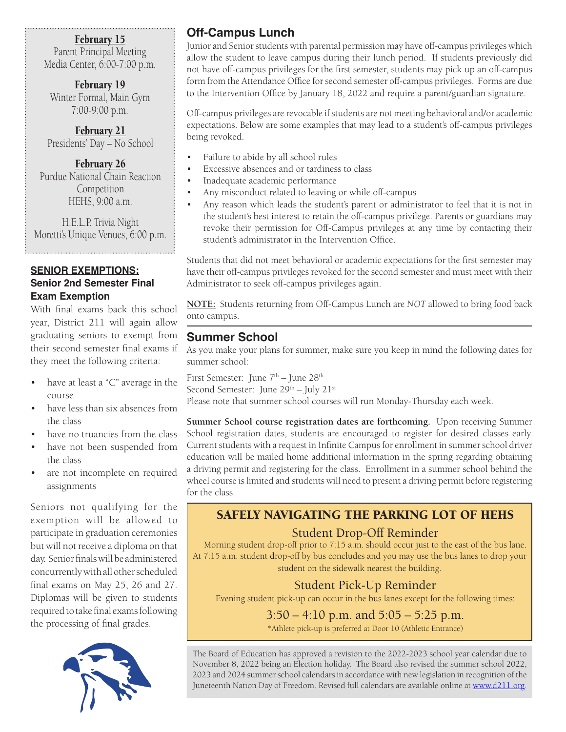**February 15**
Parent Principal Meeting
Media Center, 6:00-7:00 p.m.

**February 19**
Winter Formal, Main Gym
7:00-9:00 p.m.

**February 21**
Presidents' Day – No School

**February 26**
Purdue National Chain Reaction Competition
HEHS, 9:00 a.m.

H.E.L.P. Trivia Night
Moretti's Unique Venues, 6:00 p.m.

### SENIOR EXEMPTIONS:
### Senior 2nd Semester Final Exam Exemption

With final exams back this school year, District 211 will again allow graduating seniors to exempt from their second semester final exams if they meet the following criteria:

- have at least a "C" average in the course
- have less than six absences from the class
- have no truancies from the class
- have not been suspended from the class
- are not incomplete on required assignments

Seniors not qualifying for the exemption will be allowed to participate in graduation ceremonies but will not receive a diploma on that day. Senior finals will be administered concurrently with all other scheduled final exams on May 25, 26 and 27. Diplomas will be given to students required to take final exams following the processing of final grades.

## Off-Campus Lunch

Junior and Senior students with parental permission may have off-campus privileges which allow the student to leave campus during their lunch period. If students previously did not have off-campus privileges for the first semester, students may pick up an off-campus form from the Attendance Office for second semester off-campus privileges. Forms are due to the Intervention Office by January 18, 2022 and require a parent/guardian signature.

Off-campus privileges are revocable if students are not meeting behavioral and/or academic expectations. Below are some examples that may lead to a student's off-campus privileges being revoked.

- Failure to abide by all school rules
- Excessive absences and or tardiness to class
- Inadequate academic performance
- Any misconduct related to leaving or while off-campus
- Any reason which leads the student's parent or administrator to feel that it is not in the student's best interest to retain the off-campus privilege. Parents or guardians may revoke their permission for Off-Campus privileges at any time by contacting their student's administrator in the Intervention Office.

Students that did not meet behavioral or academic expectations for the first semester may have their off-campus privileges revoked for the second semester and must meet with their Administrator to seek off-campus privileges again.

**NOTE:** Students returning from Off-Campus Lunch are *NOT* allowed to bring food back onto campus.

## Summer School

As you make your plans for summer, make sure you keep in mind the following dates for summer school:

First Semester: June 7th – June 28th
Second Semester: June 29th – July 21st
Please note that summer school courses will run Monday-Thursday each week.

**Summer School course registration dates are forthcoming.** Upon receiving Summer School registration dates, students are encouraged to register for desired classes early. Current students with a request in Infinite Campus for enrollment in summer school driver education will be mailed home additional information in the spring regarding obtaining a driving permit and registering for the class. Enrollment in a summer school behind the wheel course is limited and students will need to present a driving permit before registering for the class.

## SAFELY NAVIGATING THE PARKING LOT OF HEHS

### Student Drop-Off Reminder

Morning student drop-off prior to 7:15 a.m. should occur just to the east of the bus lane. At 7:15 a.m. student drop-off by bus concludes and you may use the bus lanes to drop your student on the sidewalk nearest the building.

### Student Pick-Up Reminder

Evening student pick-up can occur in the bus lanes except for the following times:

3:50 – 4:10 p.m. and 5:05 – 5:25 p.m.

*Athlete pick-up is preferred at Door 10 (Athletic Entrance)

The Board of Education has approved a revision to the 2022-2023 school year calendar due to November 8, 2022 being an Election holiday. The Board also revised the summer school 2022, 2023 and 2024 summer school calendars in accordance with new legislation in recognition of the Juneteenth Nation Day of Freedom. Revised full calendars are available online at www.d211.org.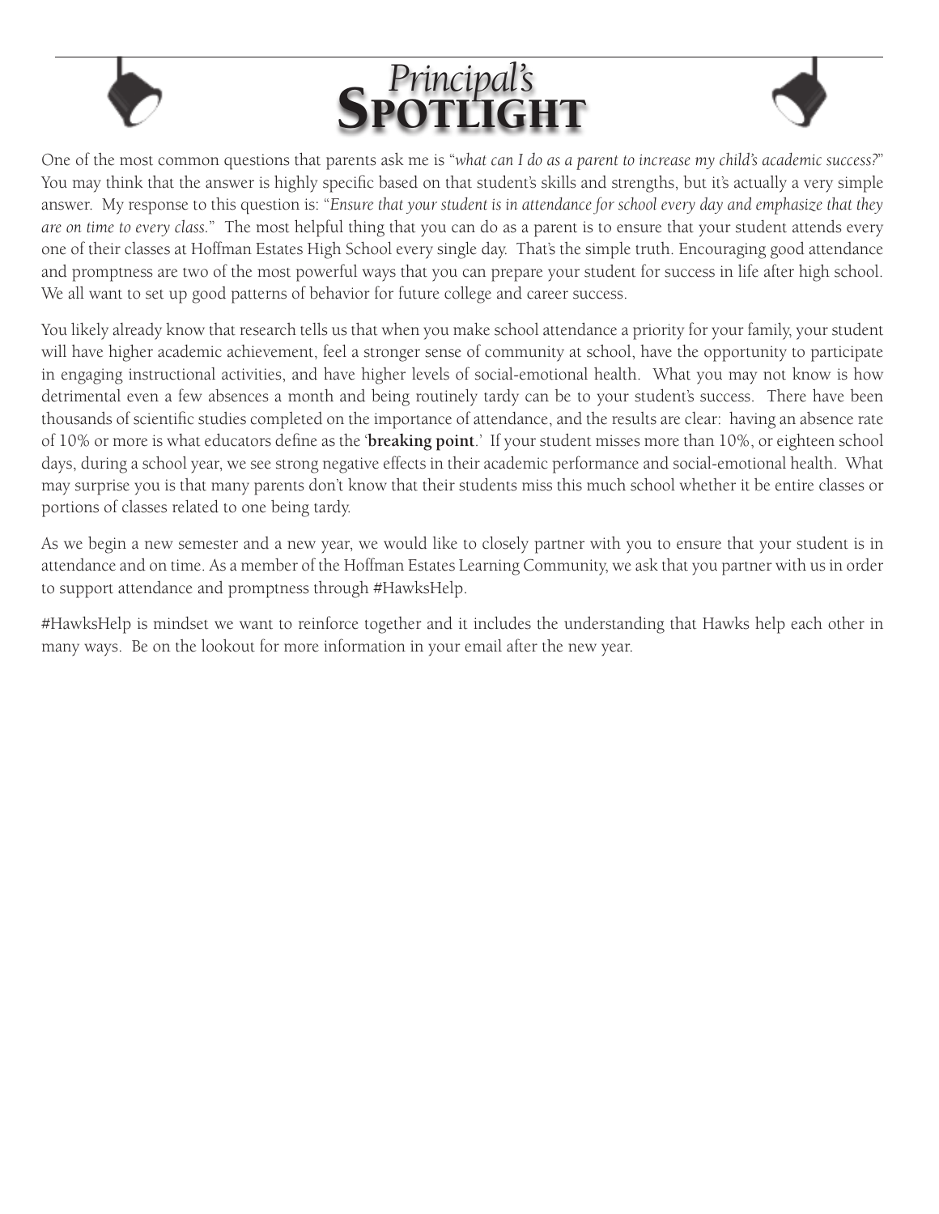# Principal's Spotlight

One of the most common questions that parents ask me is "*what can I do as a parent to increase my child's academic success?*" You may think that the answer is highly specific based on that student's skills and strengths, but it's actually a very simple answer. My response to this question is: "*Ensure that your student is in attendance for school every day and emphasize that they are on time to every class.*" The most helpful thing that you can do as a parent is to ensure that your student attends every one of their classes at Hoffman Estates High School every single day. That's the simple truth. Encouraging good attendance and promptness are two of the most powerful ways that you can prepare your student for success in life after high school. We all want to set up good patterns of behavior for future college and career success.

You likely already know that research tells us that when you make school attendance a priority for your family, your student will have higher academic achievement, feel a stronger sense of community at school, have the opportunity to participate in engaging instructional activities, and have higher levels of social-emotional health. What you may not know is how detrimental even a few absences a month and being routinely tardy can be to your student's success. There have been thousands of scientific studies completed on the importance of attendance, and the results are clear: having an absence rate of 10% or more is what educators define as the '**breaking point**.' If your student misses more than 10%, or eighteen school days, during a school year, we see strong negative effects in their academic performance and social-emotional health. What may surprise you is that many parents don't know that their students miss this much school whether it be entire classes or portions of classes related to one being tardy.

As we begin a new semester and a new year, we would like to closely partner with you to ensure that your student is in attendance and on time. As a member of the Hoffman Estates Learning Community, we ask that you partner with us in order to support attendance and promptness through #HawksHelp.

#HawksHelp is mindset we want to reinforce together and it includes the understanding that Hawks help each other in many ways. Be on the lookout for more information in your email after the new year.